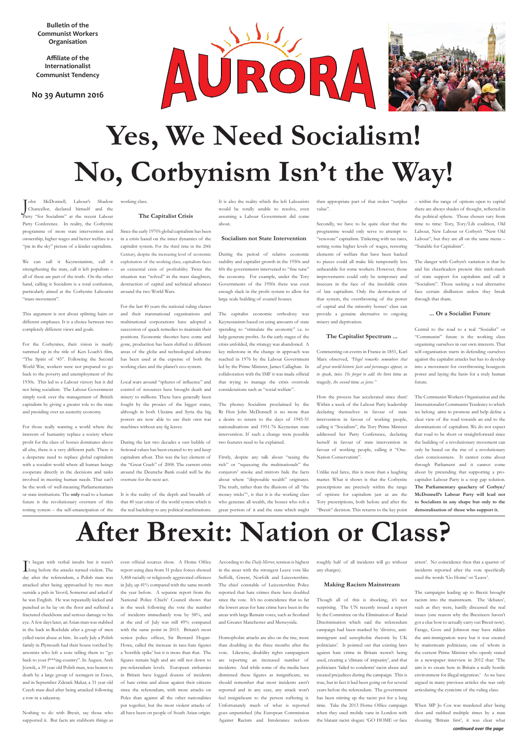Bulletin of the Communist Workers Organisation

Affiliate of the Internationalist Communist Tendency

No 39 Autumn 2016

# AURORA

# Yes, We Need Socialism! No, Corbynism Isn't the Way!

John McDonnell, Labour's Shadow Chancellor, declared himself and the Party "for Socialism" at the recent Labour Party Conference. In reality, the Corbynite programme of more state intervention and ownership, higher wages and better welfare is a "pie in the sky" picture of a kinder capitalism.

We can call it Keynesianism, call it strengthening the state, call it left populism – all of these are part of the truth. On the other hand, calling it Socialism is a total confusion, particularly aimed at the Corbynite Labourist "mass movement".

This argument is not about splitting hairs or different emphases. It is a choice between two completely different views and goals.

For the Corbynites, their vision is neatly summed up in the title of Ken Loach's film, "The Spirit of '45". Following the Second World War, workers were not prepared to go back to the poverty and unemployment of the 1930s. This led to a Labour victory but it did not bring socialism. The Labour Government simply took over the management of British capitalism by giving a greater role to the state and presiding over an austerity economy.

For those really wanting a world where the interests of humanity replace a society where profit for the class of bosses dominates above all else, there is a very different path. There is a desperate need to replace global capitalism with a socialist world where all human beings cooperate directly in the decisions and tasks involved in meeting human needs. That can't be the work of well-meaning Parliamentarians or state institutions. The **only** road to a human future is the revolutionary overturn of this rotting system – the self-emancipation of the working class.

### The Capitalist Crisis

Since the early 1970's global capitalism has been in a crisis based on the inner dynamics of the capitalist system. For the third time in the 20th Century, despite the increasing level of economic exploitation of the working class, capitalism faces an existential crisis of profitability. Twice the situation was "solved" in the mass slaughters, destruction of capital and technical advances around the two World Wars.

For the last 40 years the national ruling classes and their transnational organisations and multinational corporations have adopted a succession of quack remedies to maintain their positions. Economic theories have come and gone, production has been shifted to different areas of the globe and technological advance has been used at the expense of both the working class and the planet's eco-system.

Local wars around "spheres of influence" and control of resources have brought death and misery to millions. These have generally been fought by the proxies of the bigger states, although in both Ukraine and Syria the big powers are now able to use their own war machines without any fig leaves.

During the last two decades a vast bubble of fictional values has been created to try and keep capitalism afloat. This was the key element of the "Great Crash" of 2008. The current crisis around the Deutsche Bank could well be the overture for the next act.

It is the reality of the depth and breadth of that 40 year crisis of the world system which is the real backdrop to any political machinations. It is also the reality which the left Labourists would be totally unable to resolve, even assuming a Labour Government did come about.

### Socialism not State Intervention

During the period of relative economic stability and capitalist growth in the 1950s and 60s the governments intervened to "fine tune" the economy. For example, under the Tory Governments of the 1950s there was even enough slack in the profit system to allow for large scale building of council houses.

The capitalist economic orthodoxy was Keynesianism based on using amounts of state spending to "stimulate the economy" i.e. to help generate profits. As the early stages of the crisis unfolded, the strategy was abandoned. A key milestone in the change in approach was reached in 1976 by the Labour Government led by the Prime Minister, James Callaghan. In collaboration with the IMF it was made official that trying to manage the crisis overrode considerations such as "social welfare".

The phoney Socialism proclaimed by the Rt Hon John McDonnell is no more than a desire to return to the days of 1945-51 nationalisations and 1951-76 Keynesian state intervention. If such a change were possible two features need to be explained.

Firstly, despite any talk about "taxing the rich" or "squeezing the multinationals" the conjurors' smoke and mirrors hide the facts about where "disposable wealth" originates. The truth, rather than the illusions of all "the money tricks"[1], is that it is the working class who generate all wealth, the bosses who rob a great portion of it and the state which might then appropriate part of that stolen "surplus value".

Secondly, we have to be quite clear that the programme would only serve to attempt to "renovate" capitalism. Tinkering with tax rates, setting some higher levels of wages, restoring elements of welfare that have been hacked to pieces could all make life temporarily less unbearable for some workers. However, those improvements could only be temporary and insecure in the face of the insoluble crisis of late capitalism. Only the destruction of that system, the overthrowing of the power of capital and the minority bosses' class can provide a genuine alternative to ongoing misery and deprivation.

### The Capitalist Spectrum ...

Commenting on events in France in 1851, Karl Marx observed, *"Hegel remarks somewhere that all great world-historic facts and personages appear, so to speak, twice. He forgot to add: the* first time as tragedy, *the second* time *as farce."*

How the process has accelerated since then! Within a week of the Labour Party leadership declaring themselves in favour of state intervention in favour of working people, calling it "Socialism", the Tory Prime Minister addressed her Party Conference, declaring herself in favour of state intervention in favour of working people, calling it "One-Nation Conservatism".

Unlike real farce, this is more than a laughing matter. What it shows is that the Corbynite prescriptions are precisely within the range of options for capitalism just as are the Tory prescriptions, both before and after the "Brexit" decision. This returns to the key point – within the range of options open to capital there are always shades of thought, reflected in the political sphere. Those chosen vary from time to time: Tory, Tory/Lib coalition, Old Labour, New Labour or Corbyn's "New Old Labour", but they are all on the same menu – "Suitable for Capitalism".

The danger with Corbyn's variation is that he and his cheerleaders present this mish-mash of state support for capitalism and call it "Socialism". Those seeking a real alternative face certain disillusion unless they break through that sham.

### ... Or a Socialist Future

Central to the road to a real "Socialist" or "Communist" future is the working class organising ourselves in our own interests. That self-organisation starts in defending ourselves against the capitalist attacks but has to develop into a movement for overthrowing bourgeois power and laying the basis for a truly human future.

The Communist Workers Organisation and the Internationalist Communist Tendency to which we belong aims to promote and help define a clear view of the road towards an end to the abominations of capitalism. We do not expect that road to be short or straightforward since the building of a revolutionary movement can only be based on the rise of a revolutionary class consciousness. It cannot come about through Parliament and it cannot come about by pretending that supporting a pro-capitalist Labour Party is a stop gap solution. **The Parliamentary quackery of Corbyn/McDonnell's Labour Party will lead not to Socialism in any shape but only to the demoralisation of those who support it.**

# After Brexit: Nation or Class?

It began with verbal insults but it wasn't long before the attacks turned violent. The day after the referendum, a Polish man was attacked after being approached by two men outside a pub in Yeovil, Somerset and asked if he was English. He was repeatedly kicked and punched as he lay on the floor and suffered a fractured cheekbone and serious damage to his eye. A few days later, an Asian man was stabbed in the back in Rochdale after a group of men yelled racist abuse at him. In early July a Polish family in Plymouth had their house torched by arsonists who left a note telling them to "go back to your f\*\*\*ing country". In August, Arek Jóźwik, a 39 year old Polish man, was beaten to death by a large group of teenagers in Essex, and in September Zdenek Makar, a 31 year old Czech man died after being attacked following a row in a takeaway.

Nothing to do with Brexit, say those who supported it. But facts are stubborn things as even official sources show. A Home Office report using data from 31 police forces showed 5,468 racially or religiously aggravated offences in July, up 41% compared with the same month the year before. A separate report from the National Police Chiefs' Council shows that in the week following the vote the number of incidents immediately rose by 58%, and at the end of July was still 49% compared with the same point in 2015. Britain's most senior police officer, Sir Bernard Hogan-Howe, called the increase in race-hate figures a 'horrible spike' but it is more than that. The figures remain high and are still not down to pre-referendum levels. European embassies in Britain have logged dozens of incidents of hate crime and abuse against their citizens since the referendum, with more attacks on Poles than against all the other nationalities put together, but the most violent attacks of all have been on people of South Asian origin.

According to the *Daily Mirror*, tension is highest in the areas with the strongest Leave vote like Suffolk, Gwent, Norfolk and Leicestershire. The chief constable of Leicestershire Police reported that hate crimes there have doubled since the vote. It's no coincidence that so far the lowest areas for hate crime have been in the areas with large Remain votes, such as Scotland and Greater Manchester and Merseyside.

Homophobic attacks are also on the rise, more than doubling in the three months after the vote. Likewise, disability rights campaigners are reporting an increased number of incidents. And while some of the media have dismissed these figures as insignificant, we should remember that most incidents aren't reported and in any case, any attack won't feel insignificant to the person suffering it. Unfortunately much of what is reported goes unpunished (the European Commission Against Racism and Intolerance reckons roughly half of all incidents will go without any charges).

### Making Racism Mainstream

Though all of this is shocking, it's not surprising. The UN recently issued a report by the Committee on the Elimination of Racial Discrimination which said the referendum campaign had been marked by 'divisive, anti-immigrant and xenophobic rhetoric by UK politicians'. It pointed out that existing laws against hate crime in Britain weren't being used, creating a 'climate of impunity', and that politicians 'failed to condemn' racist abuse and created prejudices during the campaign. This is true, but in fact it had been going on for several years before the referendum. The government has been stirring up the racist pot for a long time. Take the 2013 Home Office campaign when they used mobile vans in London with the blatant racist slogan: 'GO HOME or face arrest'. No coincidence then that a quarter of incidents reported after the vote specifically used the words 'Go Home' or 'Leave'.

The campaigns leading up to Brexit brought racism into the mainstream. The 'debates', such as they were, hardly discussed the real issues (one reason why the Brexiteers haven't got a clue how to actually carry out Brexit now). Farage, Gove and Johnson may have ridden the anti-immigration wave but it was created by mainstream politicians, one of whom is the current Prime Minister who openly stated in a newspaper interview in 2012 that: 'The aim is to create here in Britain a really hostile environment for illegal migration.' As we have argued in many previous articles she was only articulating the cynicism of the ruling class.

When MP Jo Cox was murdered after being shot and stabbed multiple times by a man shouting 'Britain first', it was clear what

*continued over the page*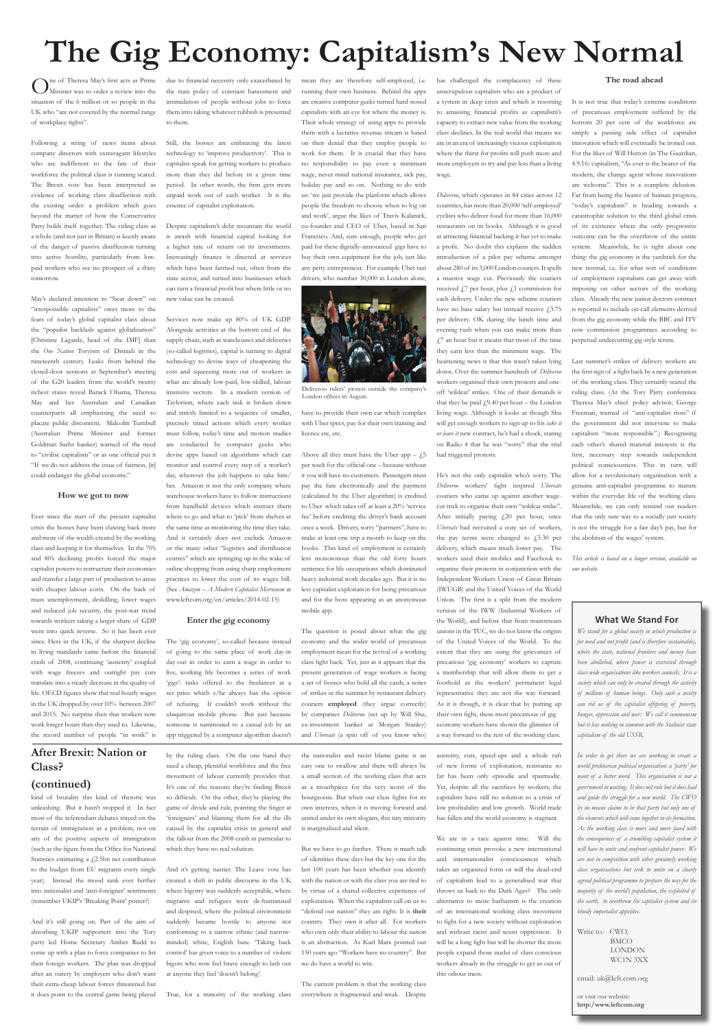# The Gig Economy: Capitalism's New Normal

One of Theresa May's first acts as Prime Minister was to order a review into the situation of the 6 million or so people in the UK who "are not covered by the normal range of workplace rights".

Following a string of news items about company directors with extravagant lifestyles who are indifferent to the fate of their workforce the political class is running scared. The Brexit vote has been interpreted as evidence of working class disaffection with the existing order: a problem which goes beyond the matter of how the Conservative Party holds itself together. The ruling class as a whole (and not just in Britain) is keenly aware of the danger of passive disaffection turning into active hostility, particularly from low-paid workers who see no prospect of a shiny tomorrow.

May's declared intention to "bear down" on "irresponsible capitalists" owes more to the fears of today's global capitalist class about the "populist backlash against globalisation" [Christine Lagarde, head of the IMF] than the *One Nation* Toryism of Disraeli in the nineteenth century. Leaks from behind the closed-door sessions at September's meeting of the G20 leaders from the world's twenty richest states reveal Barack Obama, Theresa May and her Australian and Canadian counterparts all emphasising the need to placate public discontent. Malcolm Turnbull (Australian Prime Minister and former Goldman Sachs banker) warned of the need to "civilise capitalism" or as one official put it "If we do not address the issue of fairness, [it] could endanger the global economy."

### How we got to now

Ever since the start of the present capitalist crisis the bosses have been clawing back more and more of the wealth created by the working class and keeping it for themselves. In the 70's and 80's declining profits forced the major capitalist powers to restructure their economies and transfer a large part of production to areas with cheaper labour costs. On the back of mass unemployment, deskilling, lower wages and reduced job security, the post-war trend towards workers taking a larger share of GDP went into quick reverse. So it has been ever since. Here in the UK, if the sharpest decline in living standards came before the financial crash of 2008, the combination of 'austerity' coupled with wage freezes and outright pay cuts translate into a steady decrease in the quality of life. OECD figures show that real hourly wages in the UK dropped by over 10% between 2007 and 2015. No surprise then that workers now work longer hours than they used to. Likewise, the record number of people "in work" is due to financial necessity only exacerbated by the state policy of constant harassment and intimidation of people without jobs to force them into taking whatever rubbish is presented to them.

Still, the bosses are embracing the latest technology to 'improve productivity'. This is capitalist-speak for getting workers to produce more than they did before in a given time period. In other words, the firm gets more unpaid work out of each worker. It is the essence of capitalist exploitation.

Despite capitalism's debt mountain the world is awash with financial capital looking for a higher rate of return on its investments. Increasingly finance is directed at services which have been farmed out, often from the state sector, and turned into businesses which can turn a financial profit but where little or no new value can be created.

Services now make up 80% of UK GDP. Alongside activities at the bottom end of the supply chain, such as warehouses and deliveries (so-called logistics), capital is turning to digital technology to devise ways of cheapening the cost and squeezing more out of workers in what are already low-paid, low-skilled, labour intensive sectors. In a modern version of Taylorism, where each task is broken down and strictly limited to a sequence of smaller, precisely timed actions which every worker must follow, today's time and motion studies are conducted by computer geeks who devise apps based on algorithms which can monitor and control every step of a worker's day, wherever the job happens to take him/her. Amazon is not the only company where warehouse workers have to follow instructions from handheld devices which instruct them where to go and what to 'pick' from shelves at the same time as monitoring the time they take. And it certainly does not exclude Amazon or the many other "logistics and distribution centres" which are springing up in the wake of online shopping from using sharp employment practices to lower the cost of its wages bill. (See *Amazon – A Modern Capitalist Microcosm* at www.leftcom.org/en/articles/2014-02-15)

### Enter the gig economy

The 'gig economy', so-called because instead of going to the same place of work day-in day-out in order to earn a wage in order to live, working life becomes a series of work 'gigs': tasks offered to the freelancer at a set price which s/he always has the option of refusing. It couldn't work without the ubiquitous mobile phone. But just because someone is summoned to a casual job by an app triggered by a computer algorithm doesn't mean they are therefore self-employed, i.e. running their own business. Behind the apps are creative computer geeks turned hard-nosed capitalists with an eye for where the money is. Their whole strategy of using apps to provide them with a lucrative revenue stream is based on their denial that they employ people to work for them. It is crucial that they have no responsibility to pay even a minimum wage, never mind national insurance, sick pay, holiday pay and so on. Nothing to do with us: 'we just provide the platform which allows people the freedom to choose when to log on and work', argue the likes of Travis Kalanick, co-founder and CEO of Uber, based in San Francisco. And, sure enough, people who get paid for these digitally-announced gigs have to buy their own equipment for the job, just like any petty entrepreneur. For example Uber taxi drivers, who number 30,000 in London alone, have to provide their own car which complies with Uber specs, pay for their own training and licence etc, etc.

Deliveroo riders' protest outside the company's London offices in August.

Above all they must have the Uber app – £5 per week for the official one – because without it you will have no customers. Passengers must pay the fare electronically and the payment (calculated by the Uber algorithm) is credited to Uber which takes off at least a 20% 'service fee' before crediting the driver's bank account once a week. Drivers, sorry "partners", have to make at least one trip a month to keep on the books. This kind of employment is certainly less monotonous than the old forty hours sentence for life occupations which dominated heavy industrial work decades ago. But it is no less capitalist exploitation for being precarious and for the boss appearing as an anonymous mobile app.

The question is posed about what the gig economy and the wider world of precarious employment mean for the revival of a working class fight back. Yet, just as it appears that the present generation of wage workers is facing a set of bosses who hold all the cards, a series of strikes in the summer by restaurant delivery couriers **employed** (they argue correctly) by companies *Deliveroo* (set up by Will Shu, ex-investment banker at Morgan Stanley) and *Ubereats* (a spin off of you know who) has challenged the complacency of these unscrupulous capitalists who are a product of a system in deep crisis and which is resorting to amassing financial profits as capitalism's capacity to extract new value from the working class declines. In the real world this means we are in an era of increasingly vicious exploitation where the thirst for profits will push more and more employers to try and pay less than a living wage.

*Deliveroo*, which operates in 84 cities across 12 countries, has more than 20,000 'self-employed' cyclists who deliver food for more than 16,000 restaurants on its books. Although it is good at attracting financial backing it has yet to make a profit. No doubt this explains the sudden introduction of a pilot pay scheme amongst about 280 of its 3,000 London couriers. It spells a massive wage cut. Previously the couriers received £7 per hour, plus £1 commission for each delivery. Under the new scheme couriers have no base salary but instead receive £3.75 per delivery. OK during the lunch time and evening rush when you can make more than £7 an hour but it means that most of the time they earn less than the minimum wage. The heartening news is that this wasn't taken lying down. Over the summer hundreds of *Deliveroo* workers organised their own protests and one-off 'wildcat' strikes. One of their demands is that they be paid £9.40 per hour – the London living wage. Although it looks as though Shu will get enough workers to sign up to his *take it or leave it* new contract, he's had a shock, stating on Radio 4 that he was "sorry" that the trial had triggered protests.

He's not the only capitalist who's sorry. The *Deliveroo* workers' fight inspired *Ubereats* couriers who came up against another wage-cut trick to organise their own "wildcat strike". After initially paying £20 per hour, once *Ubereats* had recruited a core set of workers, the pay terms were changed to £3.30 per delivery, which means much lower pay. The workers used their mobiles and Facebook to organise their protests in conjunction with the Independent Workers Union of Great Britain (IWUGB) and the United Voices of the World Union. The first is a split from the modern version of the IWW (Industrial Workers of the World), and before that from mainstream unions in the TUC, we do not know the origins of the United Voices of the World. To the extent that they are using the grievances of precarious 'gig economy' workers to capture a membership that will allow them to get a foothold as the workers' permanent legal representative they are not the way forward. As it is though, it is clear that by putting up their own fight, these most precarious of gig economy workers have shown the glimmer of a way forward to the rest of the working class.

### The road ahead

It is not true that today's extreme conditions of precarious employment suffered by the bottom 20 per cent of the workforce are simply a passing side effect of capitalist innovation which will eventually be ironed out. For the likes of Will Hutton (in The Guardian, 4.9.16) capitalism, "As ever is the bearer of the modern, the change agent whose innovations are welcome". This is a complete delusion. Far from being the bearer of human progress, "today's capitalism" is heading towards a catastrophic solution to the third global crisis of its existence where the only progressive outcome can be the overthrow of the entire system. Meanwhile, he is right about one thing: the gig economy is the yardstick for the new normal, i.e. for what sort of conditions of employment capitalism can get away with imposing on other sectors of the working class. Already the new junior doctors contract is reported to include on-call elements derived from the gig economy while the BBC and ITV now commission programmes according to perpetual undercutting gig-style terms.

Last summer's strikes of delivery workers are the first sign of a fight back by a new generation of the working class. They certainly scared the ruling class. (At the Tory Party conference Theresa May's chief policy advisor, George Freeman, warned of "anti-capitalist riots" if the government did not intervene to make capitalism "more responsible".) Recognising each other's shared material interests is the first, necessary step towards independent political consciousness. This in turn will allow for a revolutionary organisation with a genuine anti-capitalist programme to mature within the everyday life of the working class. Meanwhile, we can only remind our readers that the only sure way to a socially just society is not the struggle for a fair day's pay, but for the abolition of the wages' system.

*This article is based on a longer version, available on our website.*

## After Brexit: Nation or Class? (continued)

kind of brutality this kind of rhetoric was unleashing. But it hasn't stopped it. In fact most of the referendum debates stayed on the terrain of immigration as a problem, not on any of the positive aspects of immigration (such as the figure from the Office for National Statistics estimating a £2.5bn net contribution to the budget from EU migrants every single year). Instead the mood sank ever further into nationalist and 'anti-foreigner' sentiments (remember UKIP's 'Breaking Point' poster?)

And it's still going on. Part of the aim of absorbing UKIP supporters into the Tory party led Home Secretary Amber Rudd to come up with a plan to force companies to list their foreign workers. The plan was dropped after an outcry by employers who don't want their extra-cheap labour forces threatened but it does point to the central game being played by the ruling class. On the one hand they need a cheap, plentiful workforce and the free movement of labour currently provides that. It's one of the reasons they're finding Brexit so difficult. On the other, they're playing the game of divide and rule, pointing the finger at 'foreigners' and blaming them for all the ills caused by the capitalist crisis in general and the fallout from the 2008 crash in particular to which they have no real solution.

And it's getting nastier. The Leave vote has created a shift in public discourse in the UK where bigotry was suddenly acceptable, where migrants and refugees were de-humanised and despised, where the political environment suddenly became hostile to anyone not conforming to a narrow ethnic (and narrow-minded) white, English base. 'Taking back control' has given voice to a number of violent bigots who now feel brave enough to lash out at anyone they feel 'doesn't belong'.

True, for a minority of the working class the nationalist and racist blame game is an easy one to swallow and there will always be a small section of the working class that acts as a mouthpiece for the very worst of the bourgeoisie. But when our class fights for its own interests, when it is moving forward and united under its own slogans, this tiny minority is marginalised and silent.

But we have to go further. There is much talk of identities these days but the key one for the last 100 years has been whether you identify with the nation or with the class you are tied to by virtue of a shared collective experience of exploitation. When the capitalists call on us to "defend our nation" they are right. It is **their** country. They own it after all. For workers who own only their ability to labour the nation is an abstraction. As Karl Marx pointed out 150 years ago "Workers have no country". But we do have a world to win.

The current problem is that the working class everywhere is fragmented and weak. Despite austerity, cuts, speed-ups and a whole raft of new forms of exploitation, resistance so far has been only episodic and spasmodic. Yet, despite all the sacrifices by workers, the capitalists have still no solution to a crisis of low profitability and low growth. World trade has fallen and the world economy is stagnant.

We are in a race against time. Will the continuing crisis provoke a new international and internationalist consciousness which takes an organised form or will the dead-end of capitalism lead to a generalised war that throws us back to the Dark Ages? The only alternative to more barbarism is the creation of an international working class movement to fight for a new society without exploitation and without racist and sexist oppression. It will be a long fight but will be shorter the more people expand those nuclei of class conscious workers already in the struggle to get us out of this odious mess.

## What We Stand For

*We stand for a global society in which production is for need and not profit (and is therefore sustainable), where the state, national frontiers and money have been abolished, where power is exercised through class-wide organisations like workers councils. It is a society which can only be created through the activity of millions of human beings. Only such a society can rid us of the capitalist offspring of poverty, hunger, oppression and war: We call it communism but it has nothing in common with the Stalinist state capitalism of the old USSR.*

*In order to get there we are working to create a world proletarian political organisation: a 'party' for want of a better word. This organisation is not a government in waiting. It does not rule but it does lead and guide the struggle for a new world. The CWO by no means claims to be that party but only one of the elements which will come together in its formation. As the working class is more and more faced with the consequences of a crumbling capitalist system it will have to unite and confront capitalist power. We are not in competition with other genuinely working class organisations but seek to unite on a clearly agreed political programme to prepare the way for the majority of the world's population, the exploited of the earth, to overthrow the capitalist system and its bloody imperialist appetites.*

Write to: CWO,
BMCO
LONDON
WC1N 3XX

email: uk@left.com.org

or visit our website:
**http://www.leftcom.org**